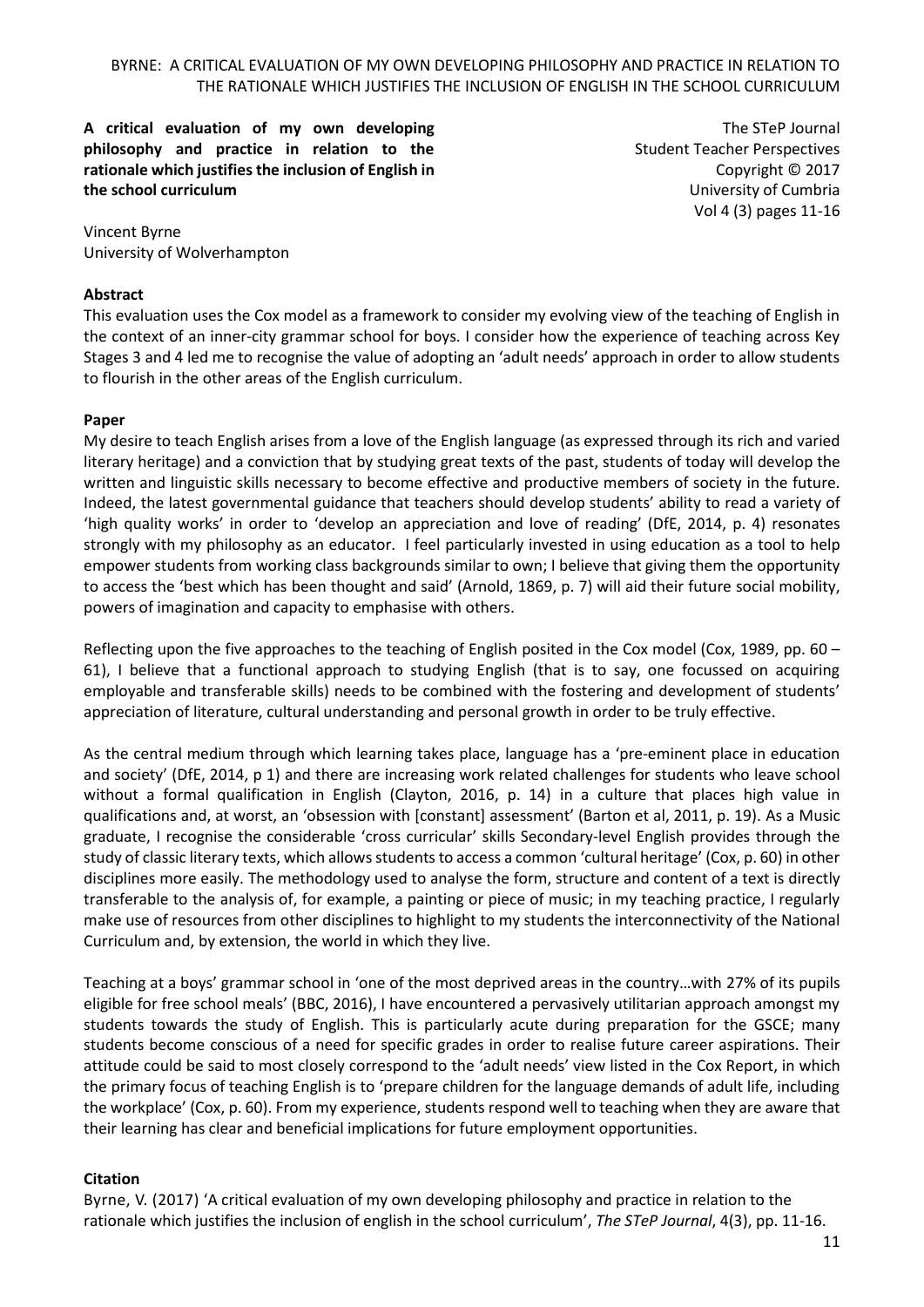**A critical evaluation of my own developing philosophy and practice in relation to the rationale which justifies the inclusion of English in the school curriculum**

The STeP Journal
Student Teacher Perspectives
Copyright © 2017
University of Cumbria

Vincent Byrne
University of Wolverhampton

## Abstract

This evaluation uses the Cox model as a framework to consider my evolving view of the teaching of English in the context of an inner-city grammar school for boys. I consider how the experience of teaching across Key Stages 3 and 4 led me to recognise the value of adopting an 'adult needs' approach in order to allow students to flourish in the other areas of the English curriculum.

## Paper

My desire to teach English arises from a love of the English language (as expressed through its rich and varied literary heritage) and a conviction that by studying great texts of the past, students of today will develop the written and linguistic skills necessary to become effective and productive members of society in the future. Indeed, the latest governmental guidance that teachers should develop students' ability to read a variety of 'high quality works' in order to 'develop an appreciation and love of reading' (DfE, 2014, p. 4) resonates strongly with my philosophy as an educator. I feel particularly invested in using education as a tool to help empower students from working class backgrounds similar to own; I believe that giving them the opportunity to access the 'best which has been thought and said' (Arnold, 1869, p. 7) will aid their future social mobility, powers of imagination and capacity to emphasise with others.

Reflecting upon the five approaches to the teaching of English posited in the Cox model (Cox, 1989, pp. 60 – 61), I believe that a functional approach to studying English (that is to say, one focussed on acquiring employable and transferable skills) needs to be combined with the fostering and development of students' appreciation of literature, cultural understanding and personal growth in order to be truly effective.

As the central medium through which learning takes place, language has a 'pre-eminent place in education and society' (DfE, 2014, p 1) and there are increasing work related challenges for students who leave school without a formal qualification in English (Clayton, 2016, p. 14) in a culture that places high value in qualifications and, at worst, an 'obsession with [constant] assessment' (Barton et al, 2011, p. 19). As a Music graduate, I recognise the considerable 'cross curricular' skills Secondary-level English provides through the study of classic literary texts, which allows students to access a common 'cultural heritage' (Cox, p. 60) in other disciplines more easily. The methodology used to analyse the form, structure and content of a text is directly transferable to the analysis of, for example, a painting or piece of music; in my teaching practice, I regularly make use of resources from other disciplines to highlight to my students the interconnectivity of the National Curriculum and, by extension, the world in which they live.

Teaching at a boys' grammar school in 'one of the most deprived areas in the country…with 27% of its pupils eligible for free school meals' (BBC, 2016), I have encountered a pervasively utilitarian approach amongst my students towards the study of English. This is particularly acute during preparation for the GSCE; many students become conscious of a need for specific grades in order to realise future career aspirations. Their attitude could be said to most closely correspond to the 'adult needs' view listed in the Cox Report, in which the primary focus of teaching English is to 'prepare children for the language demands of adult life, including the workplace' (Cox, p. 60). From my experience, students respond well to teaching when they are aware that their learning has clear and beneficial implications for future employment opportunities.

## Citation

Byrne, V. (2017) 'A critical evaluation of my own developing philosophy and practice in relation to the rationale which justifies the inclusion of english in the school curriculum', *The STeP Journal*, 4(3), pp. 11-16.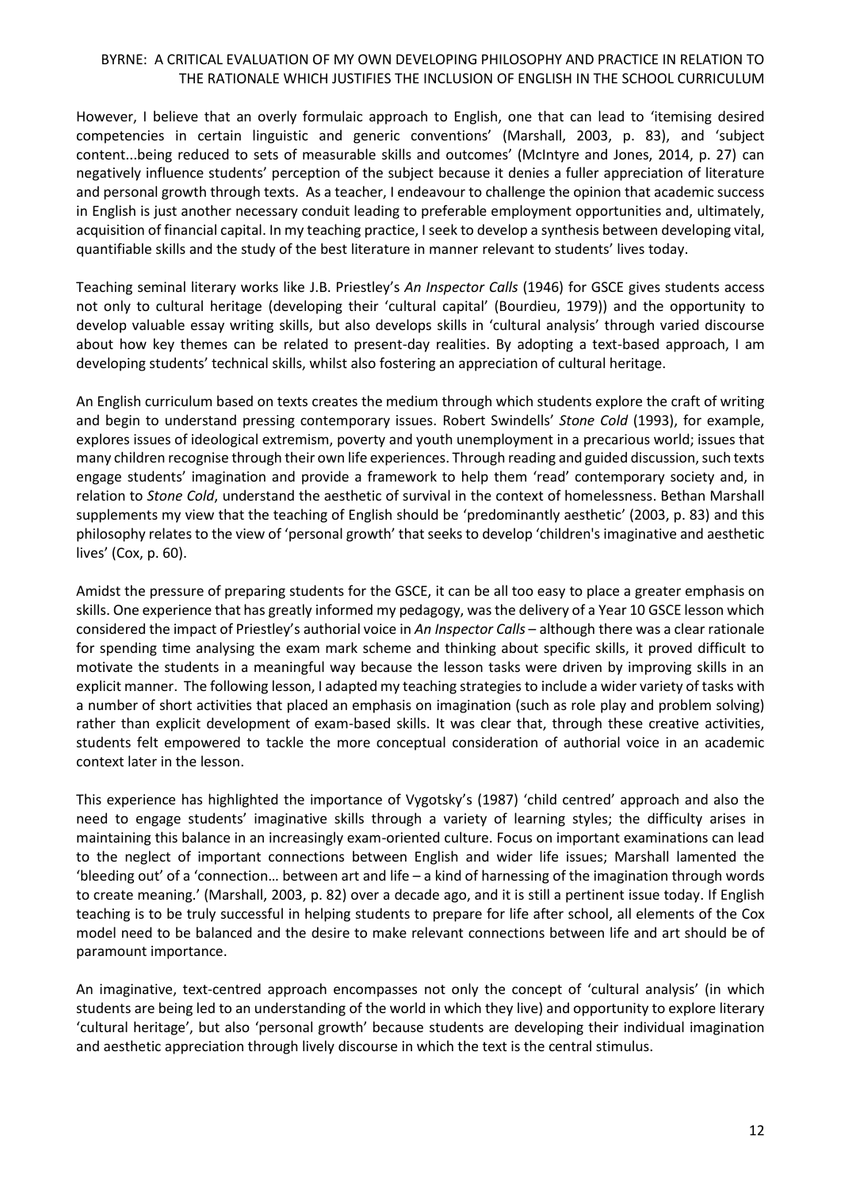However, I believe that an overly formulaic approach to English, one that can lead to 'itemising desired competencies in certain linguistic and generic conventions' (Marshall, 2003, p. 83), and 'subject content...being reduced to sets of measurable skills and outcomes' (McIntyre and Jones, 2014, p. 27) can negatively influence students' perception of the subject because it denies a fuller appreciation of literature and personal growth through texts. As a teacher, I endeavour to challenge the opinion that academic success in English is just another necessary conduit leading to preferable employment opportunities and, ultimately, acquisition of financial capital. In my teaching practice, I seek to develop a synthesis between developing vital, quantifiable skills and the study of the best literature in manner relevant to students' lives today.

Teaching seminal literary works like J.B. Priestley's *An Inspector Calls* (1946) for GSCE gives students access not only to cultural heritage (developing their 'cultural capital' (Bourdieu, 1979)) and the opportunity to develop valuable essay writing skills, but also develops skills in 'cultural analysis' through varied discourse about how key themes can be related to present-day realities. By adopting a text-based approach, I am developing students' technical skills, whilst also fostering an appreciation of cultural heritage.

An English curriculum based on texts creates the medium through which students explore the craft of writing and begin to understand pressing contemporary issues. Robert Swindells' *Stone Cold* (1993), for example, explores issues of ideological extremism, poverty and youth unemployment in a precarious world; issues that many children recognise through their own life experiences. Through reading and guided discussion, such texts engage students' imagination and provide a framework to help them 'read' contemporary society and, in relation to *Stone Cold*, understand the aesthetic of survival in the context of homelessness. Bethan Marshall supplements my view that the teaching of English should be 'predominantly aesthetic' (2003, p. 83) and this philosophy relates to the view of 'personal growth' that seeks to develop 'children's imaginative and aesthetic lives' (Cox, p. 60).

Amidst the pressure of preparing students for the GSCE, it can be all too easy to place a greater emphasis on skills. One experience that has greatly informed my pedagogy, was the delivery of a Year 10 GSCE lesson which considered the impact of Priestley's authorial voice in *An Inspector Calls* – although there was a clear rationale for spending time analysing the exam mark scheme and thinking about specific skills, it proved difficult to motivate the students in a meaningful way because the lesson tasks were driven by improving skills in an explicit manner. The following lesson, I adapted my teaching strategies to include a wider variety of tasks with a number of short activities that placed an emphasis on imagination (such as role play and problem solving) rather than explicit development of exam-based skills. It was clear that, through these creative activities, students felt empowered to tackle the more conceptual consideration of authorial voice in an academic context later in the lesson.

This experience has highlighted the importance of Vygotsky's (1987) 'child centred' approach and also the need to engage students' imaginative skills through a variety of learning styles; the difficulty arises in maintaining this balance in an increasingly exam-oriented culture. Focus on important examinations can lead to the neglect of important connections between English and wider life issues; Marshall lamented the 'bleeding out' of a 'connection… between art and life – a kind of harnessing of the imagination through words to create meaning.' (Marshall, 2003, p. 82) over a decade ago, and it is still a pertinent issue today. If English teaching is to be truly successful in helping students to prepare for life after school, all elements of the Cox model need to be balanced and the desire to make relevant connections between life and art should be of paramount importance.

An imaginative, text-centred approach encompasses not only the concept of 'cultural analysis' (in which students are being led to an understanding of the world in which they live) and opportunity to explore literary 'cultural heritage', but also 'personal growth' because students are developing their individual imagination and aesthetic appreciation through lively discourse in which the text is the central stimulus.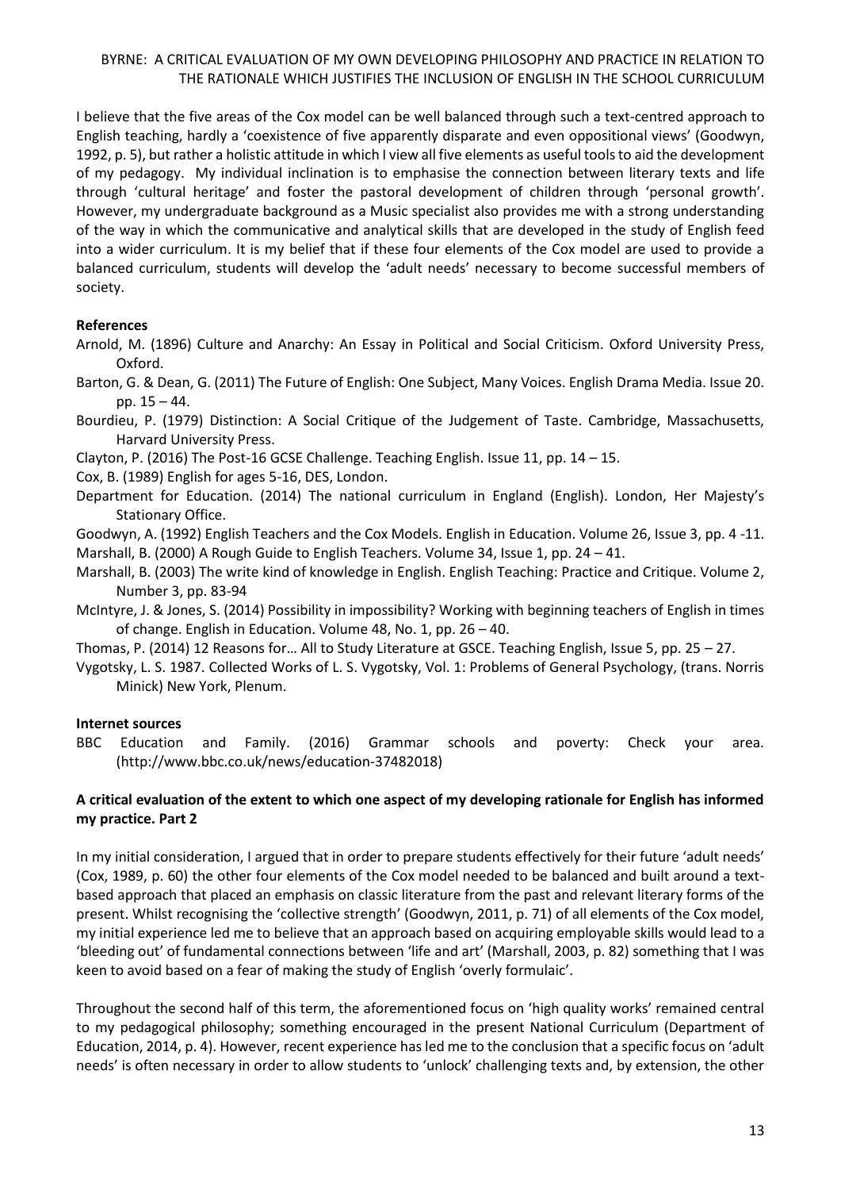I believe that the five areas of the Cox model can be well balanced through such a text-centred approach to English teaching, hardly a 'coexistence of five apparently disparate and even oppositional views' (Goodwyn, 1992, p. 5), but rather a holistic attitude in which I view all five elements as useful tools to aid the development of my pedagogy. My individual inclination is to emphasise the connection between literary texts and life through 'cultural heritage' and foster the pastoral development of children through 'personal growth'. However, my undergraduate background as a Music specialist also provides me with a strong understanding of the way in which the communicative and analytical skills that are developed in the study of English feed into a wider curriculum. It is my belief that if these four elements of the Cox model are used to provide a balanced curriculum, students will develop the 'adult needs' necessary to become successful members of society.

**References**

Arnold, M. (1896) Culture and Anarchy: An Essay in Political and Social Criticism. Oxford University Press, Oxford.

Barton, G. & Dean, G. (2011) The Future of English: One Subject, Many Voices. English Drama Media. Issue 20. pp. 15 – 44.

Bourdieu, P. (1979) Distinction: A Social Critique of the Judgement of Taste. Cambridge, Massachusetts, Harvard University Press.

Clayton, P. (2016) The Post-16 GCSE Challenge. Teaching English. Issue 11, pp. 14 – 15.

Cox, B. (1989) English for ages 5-16, DES, London.

Department for Education. (2014) The national curriculum in England (English). London, Her Majesty's Stationary Office.

Goodwyn, A. (1992) English Teachers and the Cox Models. English in Education. Volume 26, Issue 3, pp. 4 -11.

Marshall, B. (2000) A Rough Guide to English Teachers. Volume 34, Issue 1, pp. 24 – 41.

Marshall, B. (2003) The write kind of knowledge in English. English Teaching: Practice and Critique. Volume 2, Number 3, pp. 83-94

McIntyre, J. & Jones, S. (2014) Possibility in impossibility? Working with beginning teachers of English in times of change. English in Education. Volume 48, No. 1, pp. 26 – 40.

Thomas, P. (2014) 12 Reasons for… All to Study Literature at GSCE. Teaching English, Issue 5, pp. 25 – 27.

Vygotsky, L. S. 1987. Collected Works of L. S. Vygotsky, Vol. 1: Problems of General Psychology, (trans. Norris Minick) New York, Plenum.

**Internet sources**

BBC Education and Family. (2016) Grammar schools and poverty: Check your area. (http://www.bbc.co.uk/news/education-37482018)

**A critical evaluation of the extent to which one aspect of my developing rationale for English has informed my practice. Part 2**

In my initial consideration, I argued that in order to prepare students effectively for their future 'adult needs' (Cox, 1989, p. 60) the other four elements of the Cox model needed to be balanced and built around a text-based approach that placed an emphasis on classic literature from the past and relevant literary forms of the present. Whilst recognising the 'collective strength' (Goodwyn, 2011, p. 71) of all elements of the Cox model, my initial experience led me to believe that an approach based on acquiring employable skills would lead to a 'bleeding out' of fundamental connections between 'life and art' (Marshall, 2003, p. 82) something that I was keen to avoid based on a fear of making the study of English 'overly formulaic'.

Throughout the second half of this term, the aforementioned focus on 'high quality works' remained central to my pedagogical philosophy; something encouraged in the present National Curriculum (Department of Education, 2014, p. 4). However, recent experience has led me to the conclusion that a specific focus on 'adult needs' is often necessary in order to allow students to 'unlock' challenging texts and, by extension, the other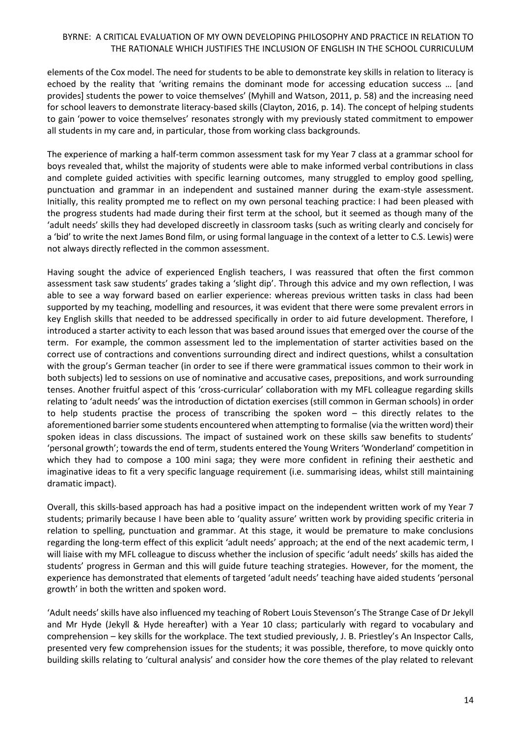elements of the Cox model. The need for students to be able to demonstrate key skills in relation to literacy is echoed by the reality that 'writing remains the dominant mode for accessing education success … [and provides] students the power to voice themselves' (Myhill and Watson, 2011, p. 58) and the increasing need for school leavers to demonstrate literacy-based skills (Clayton, 2016, p. 14). The concept of helping students to gain 'power to voice themselves' resonates strongly with my previously stated commitment to empower all students in my care and, in particular, those from working class backgrounds.

The experience of marking a half-term common assessment task for my Year 7 class at a grammar school for boys revealed that, whilst the majority of students were able to make informed verbal contributions in class and complete guided activities with specific learning outcomes, many struggled to employ good spelling, punctuation and grammar in an independent and sustained manner during the exam-style assessment. Initially, this reality prompted me to reflect on my own personal teaching practice: I had been pleased with the progress students had made during their first term at the school, but it seemed as though many of the 'adult needs' skills they had developed discreetly in classroom tasks (such as writing clearly and concisely for a 'bid' to write the next James Bond film, or using formal language in the context of a letter to C.S. Lewis) were not always directly reflected in the common assessment.

Having sought the advice of experienced English teachers, I was reassured that often the first common assessment task saw students' grades taking a 'slight dip'. Through this advice and my own reflection, I was able to see a way forward based on earlier experience: whereas previous written tasks in class had been supported by my teaching, modelling and resources, it was evident that there were some prevalent errors in key English skills that needed to be addressed specifically in order to aid future development. Therefore, I introduced a starter activity to each lesson that was based around issues that emerged over the course of the term. For example, the common assessment led to the implementation of starter activities based on the correct use of contractions and conventions surrounding direct and indirect questions, whilst a consultation with the group's German teacher (in order to see if there were grammatical issues common to their work in both subjects) led to sessions on use of nominative and accusative cases, prepositions, and work surrounding tenses. Another fruitful aspect of this 'cross-curricular' collaboration with my MFL colleague regarding skills relating to 'adult needs' was the introduction of dictation exercises (still common in German schools) in order to help students practise the process of transcribing the spoken word – this directly relates to the aforementioned barrier some students encountered when attempting to formalise (via the written word) their spoken ideas in class discussions. The impact of sustained work on these skills saw benefits to students' 'personal growth'; towards the end of term, students entered the Young Writers 'Wonderland' competition in which they had to compose a 100 mini saga; they were more confident in refining their aesthetic and imaginative ideas to fit a very specific language requirement (i.e. summarising ideas, whilst still maintaining dramatic impact).

Overall, this skills-based approach has had a positive impact on the independent written work of my Year 7 students; primarily because I have been able to 'quality assure' written work by providing specific criteria in relation to spelling, punctuation and grammar. At this stage, it would be premature to make conclusions regarding the long-term effect of this explicit 'adult needs' approach; at the end of the next academic term, I will liaise with my MFL colleague to discuss whether the inclusion of specific 'adult needs' skills has aided the students' progress in German and this will guide future teaching strategies. However, for the moment, the experience has demonstrated that elements of targeted 'adult needs' teaching have aided students 'personal growth' in both the written and spoken word.

'Adult needs' skills have also influenced my teaching of Robert Louis Stevenson's The Strange Case of Dr Jekyll and Mr Hyde (Jekyll & Hyde hereafter) with a Year 10 class; particularly with regard to vocabulary and comprehension – key skills for the workplace. The text studied previously, J. B. Priestley's An Inspector Calls, presented very few comprehension issues for the students; it was possible, therefore, to move quickly onto building skills relating to 'cultural analysis' and consider how the core themes of the play related to relevant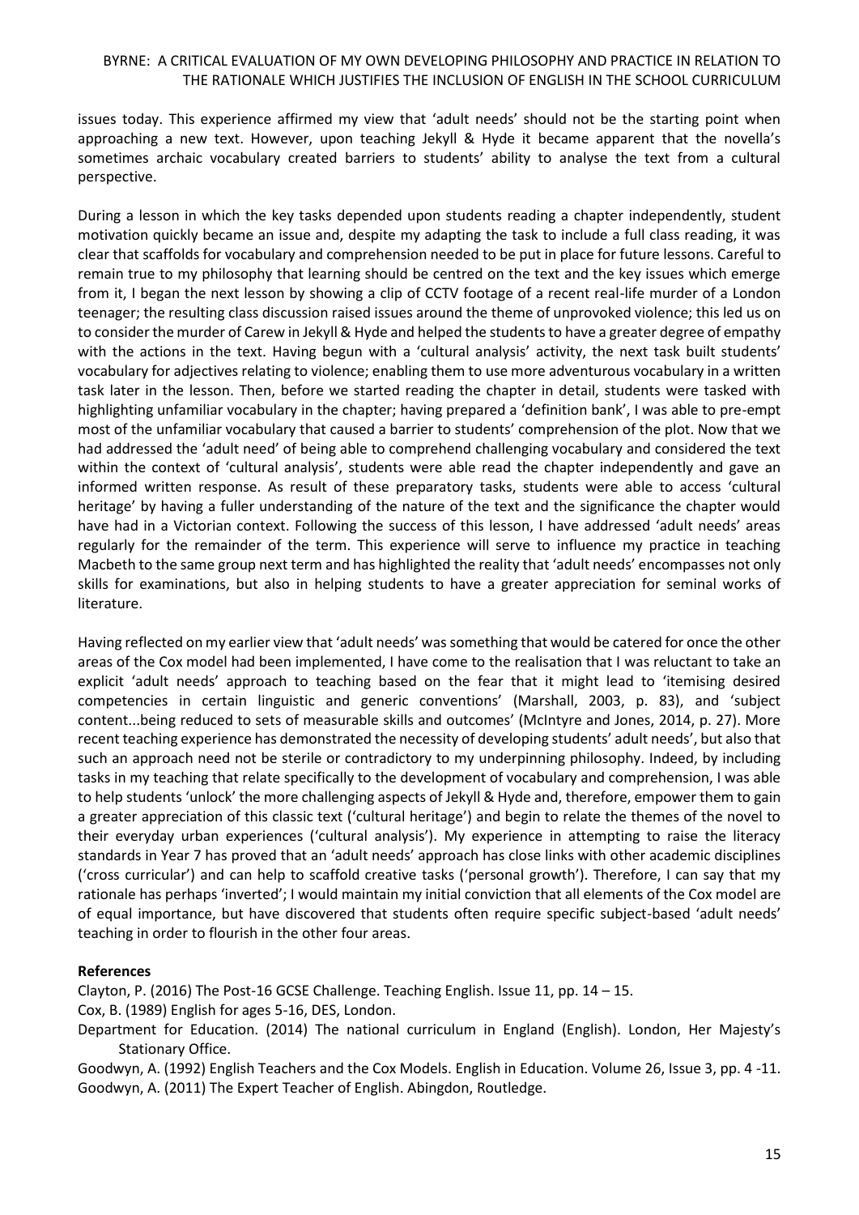issues today. This experience affirmed my view that 'adult needs' should not be the starting point when approaching a new text. However, upon teaching Jekyll & Hyde it became apparent that the novella's sometimes archaic vocabulary created barriers to students' ability to analyse the text from a cultural perspective.

During a lesson in which the key tasks depended upon students reading a chapter independently, student motivation quickly became an issue and, despite my adapting the task to include a full class reading, it was clear that scaffolds for vocabulary and comprehension needed to be put in place for future lessons. Careful to remain true to my philosophy that learning should be centred on the text and the key issues which emerge from it, I began the next lesson by showing a clip of CCTV footage of a recent real-life murder of a London teenager; the resulting class discussion raised issues around the theme of unprovoked violence; this led us on to consider the murder of Carew in Jekyll & Hyde and helped the students to have a greater degree of empathy with the actions in the text. Having begun with a 'cultural analysis' activity, the next task built students' vocabulary for adjectives relating to violence; enabling them to use more adventurous vocabulary in a written task later in the lesson. Then, before we started reading the chapter in detail, students were tasked with highlighting unfamiliar vocabulary in the chapter; having prepared a 'definition bank', I was able to pre-empt most of the unfamiliar vocabulary that caused a barrier to students' comprehension of the plot. Now that we had addressed the 'adult need' of being able to comprehend challenging vocabulary and considered the text within the context of 'cultural analysis', students were able read the chapter independently and gave an informed written response. As result of these preparatory tasks, students were able to access 'cultural heritage' by having a fuller understanding of the nature of the text and the significance the chapter would have had in a Victorian context. Following the success of this lesson, I have addressed 'adult needs' areas regularly for the remainder of the term. This experience will serve to influence my practice in teaching Macbeth to the same group next term and has highlighted the reality that 'adult needs' encompasses not only skills for examinations, but also in helping students to have a greater appreciation for seminal works of literature.

Having reflected on my earlier view that 'adult needs' was something that would be catered for once the other areas of the Cox model had been implemented, I have come to the realisation that I was reluctant to take an explicit 'adult needs' approach to teaching based on the fear that it might lead to 'itemising desired competencies in certain linguistic and generic conventions' (Marshall, 2003, p. 83), and 'subject content...being reduced to sets of measurable skills and outcomes' (McIntyre and Jones, 2014, p. 27). More recent teaching experience has demonstrated the necessity of developing students' adult needs', but also that such an approach need not be sterile or contradictory to my underpinning philosophy. Indeed, by including tasks in my teaching that relate specifically to the development of vocabulary and comprehension, I was able to help students 'unlock' the more challenging aspects of Jekyll & Hyde and, therefore, empower them to gain a greater appreciation of this classic text ('cultural heritage') and begin to relate the themes of the novel to their everyday urban experiences ('cultural analysis'). My experience in attempting to raise the literacy standards in Year 7 has proved that an 'adult needs' approach has close links with other academic disciplines ('cross curricular') and can help to scaffold creative tasks ('personal growth'). Therefore, I can say that my rationale has perhaps 'inverted'; I would maintain my initial conviction that all elements of the Cox model are of equal importance, but have discovered that students often require specific subject-based 'adult needs' teaching in order to flourish in the other four areas.

**References**

Clayton, P. (2016) The Post-16 GCSE Challenge. Teaching English. Issue 11, pp. 14 – 15.

Cox, B. (1989) English for ages 5-16, DES, London.

Department for Education. (2014) The national curriculum in England (English). London, Her Majesty's Stationary Office.

Goodwyn, A. (1992) English Teachers and the Cox Models. English in Education. Volume 26, Issue 3, pp. 4 -11.

Goodwyn, A. (2011) The Expert Teacher of English. Abingdon, Routledge.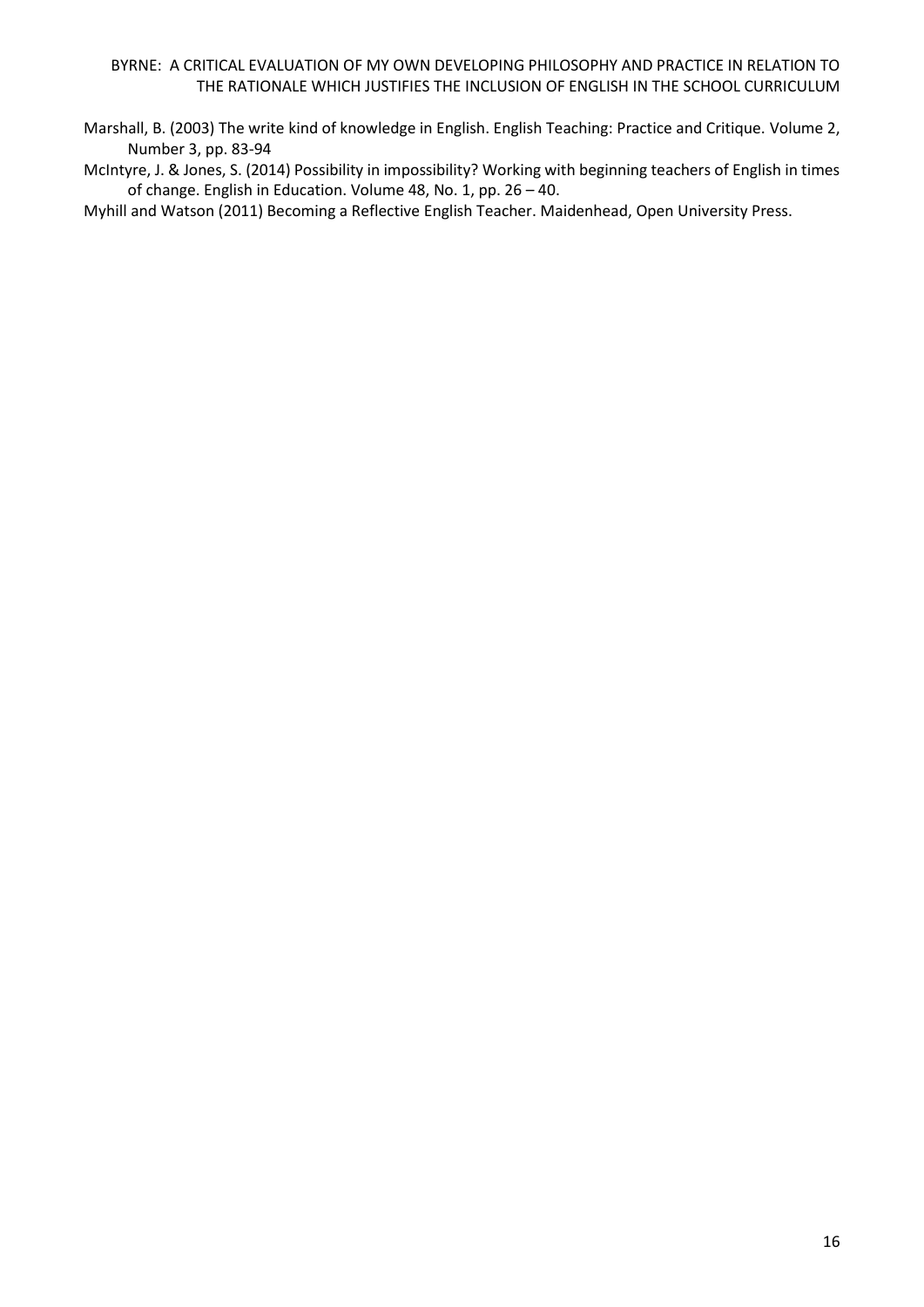Marshall, B. (2003) The write kind of knowledge in English. English Teaching: Practice and Critique. Volume 2, Number 3, pp. 83-94

McIntyre, J. & Jones, S. (2014) Possibility in impossibility? Working with beginning teachers of English in times of change. English in Education. Volume 48, No. 1, pp. 26 – 40.

Myhill and Watson (2011) Becoming a Reflective English Teacher. Maidenhead, Open University Press.